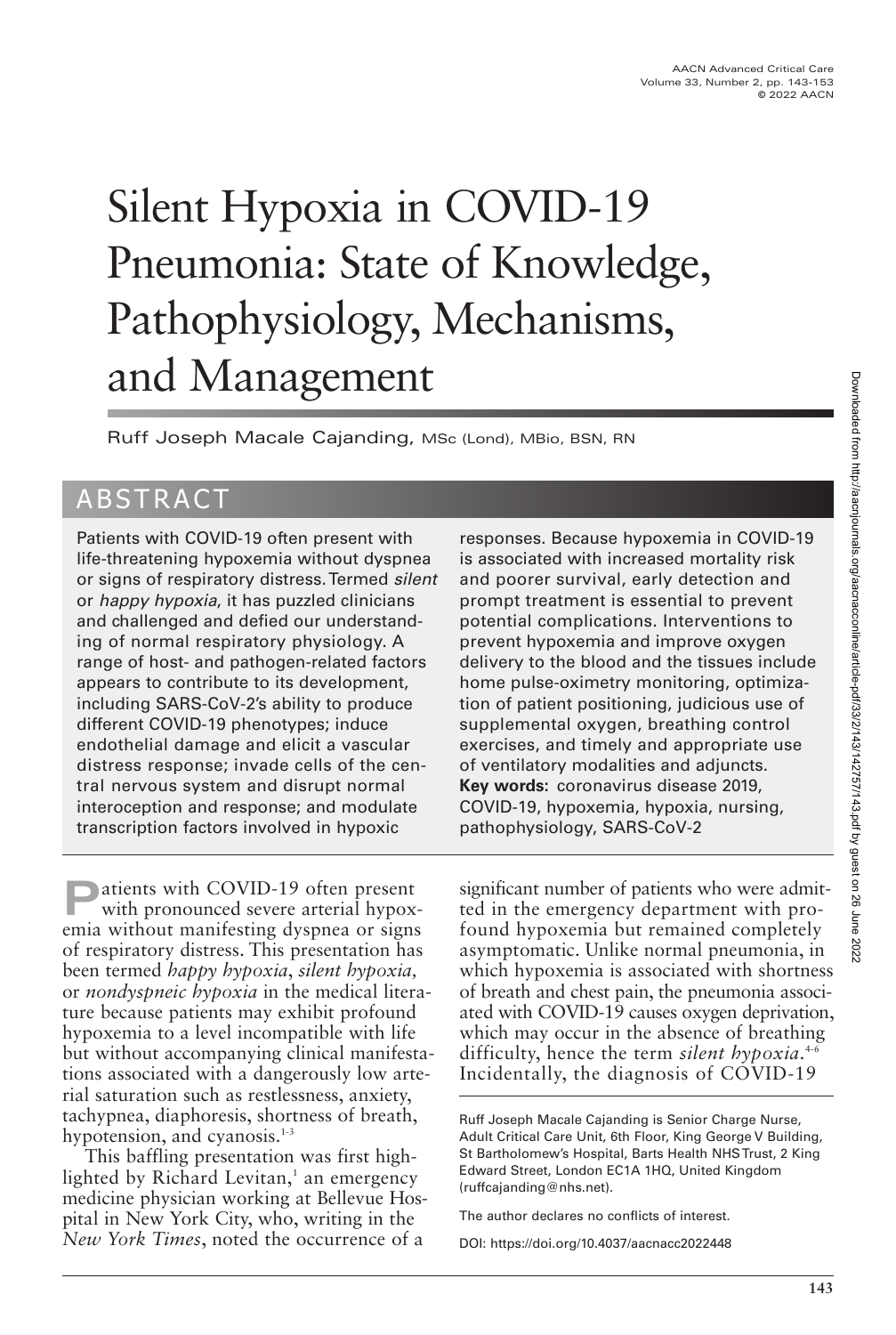# Silent Hypoxia in COVID-19 Pneumonia: State of Knowledge, Pathophysiology, Mechanisms, and Management

Ruff Joseph Macale Cajanding, MSc (Lond), MBio, BSN, RN

## ABSTRACT

Patients with COVID-19 often present with life-threatening hypoxemia without dyspnea or signs of respiratory distress. Termed *silent* or *happy hypoxia*, it has puzzled clinicians and challenged and defied our understanding of normal respiratory physiology. A range of host- and pathogen-related factors appears to contribute to its development, including SARS-CoV-2's ability to produce different COVID-19 phenotypes; induce endothelial damage and elicit a vascular distress response; invade cells of the central nervous system and disrupt normal interoception and response; and modulate transcription factors involved in hypoxic responses. Because hypoxemia in COVID-19 is associated with increased mortality risk and poorer survival, early detection and prompt treatment is essential to prevent potential complications. Interventions to prevent hypoxemia and improve oxygen delivery to the blood and the tissues include home pulse-oximetry monitoring, optimization of patient positioning, judicious use of supplemental oxygen, breathing control exercises, and timely and appropriate use of ventilatory modalities and adjuncts.

**Key words:** coronavirus disease 2019, COVID-19, hypoxemia, hypoxia, nursing, pathophysiology, SARS-CoV-2

Patients with COVID-19 often present with pronounced severe arterial hypoxemia without manifesting dyspnea or signs of respiratory distress. This presentation has been termed *happy hypoxia*, *silent hypoxia*, or *nondyspneic hypoxia* in the medical literature because patients may exhibit profound hypoxemia to a level incompatible with life but without accompanying clinical manifestations associated with a dangerously low arterial saturation such as restlessness, anxiety, tachypnea, diaphoresis, shortness of breath, hypotension, and cyanosis.[1-3]

This baffling presentation was first highlighted by Richard Levitan,[1] an emergency medicine physician working at Bellevue Hospital in New York City, who, writing in the *New York Times*, noted the occurrence of a significant number of patients who were admitted in the emergency department with profound hypoxemia but remained completely asymptomatic. Unlike normal pneumonia, in which hypoxemia is associated with shortness of breath and chest pain, the pneumonia associated with COVID-19 causes oxygen deprivation, which may occur in the absence of breathing difficulty, hence the term *silent hypoxia*.[4-6] Incidentally, the diagnosis of COVID-19

Ruff Joseph Macale Cajanding is Senior Charge Nurse, Adult Critical Care Unit, 6th Floor, King George V Building, St Bartholomew's Hospital, Barts Health NHS Trust, 2 King Edward Street, London EC1A 1HQ, United Kingdom (ruffcajanding@nhs.net).

The author declares no conflicts of interest.

DOI: https://doi.org/10.4037/aacnacc2022448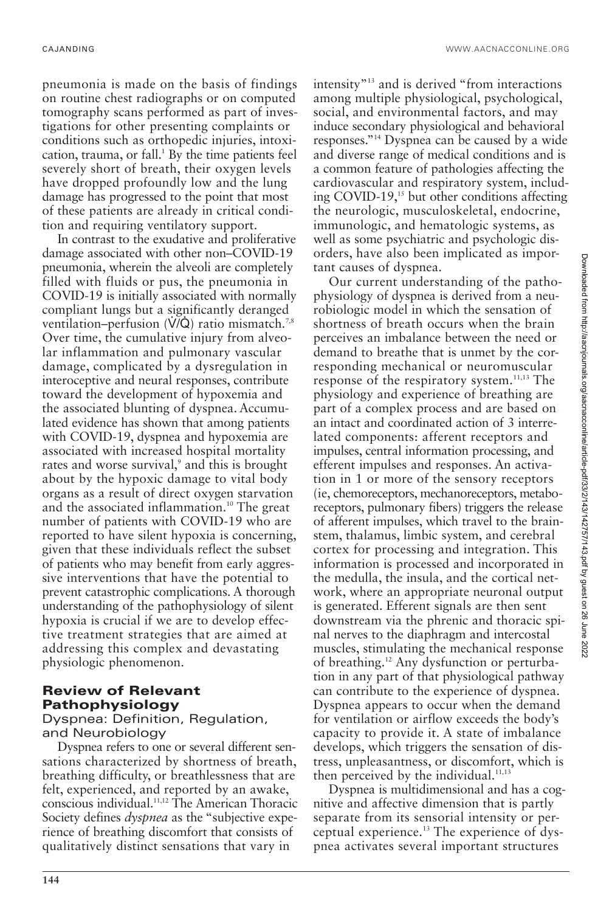pneumonia is made on the basis of findings on routine chest radiographs or on computed tomography scans performed as part of investigations for other presenting complaints or conditions such as orthopedic injuries, intoxication, trauma, or fall.[1] By the time patients feel severely short of breath, their oxygen levels have dropped profoundly low and the lung damage has progressed to the point that most of these patients are already in critical condition and requiring ventilatory support.

In contrast to the exudative and proliferative damage associated with other non–COVID-19 pneumonia, wherein the alveoli are completely filled with fluids or pus, the pneumonia in COVID-19 is initially associated with normally compliant lungs but a significantly deranged ventilation–perfusion ($\dot{V}/\dot{Q}$) ratio mismatch.[7,8] Over time, the cumulative injury from alveolar inflammation and pulmonary vascular damage, complicated by a dysregulation in interoceptive and neural responses, contribute toward the development of hypoxemia and the associated blunting of dyspnea. Accumulated evidence has shown that among patients with COVID-19, dyspnea and hypoxemia are associated with increased hospital mortality rates and worse survival,[9] and this is brought about by the hypoxic damage to vital body organs as a result of direct oxygen starvation and the associated inflammation.[10] The great number of patients with COVID-19 who are reported to have silent hypoxia is concerning, given that these individuals reflect the subset of patients who may benefit from early aggressive interventions that have the potential to prevent catastrophic complications. A thorough understanding of the pathophysiology of silent hypoxia is crucial if we are to develop effective treatment strategies that are aimed at addressing this complex and devastating physiologic phenomenon.

## Review of Relevant Pathophysiology

### Dyspnea: Definition, Regulation, and Neurobiology

Dyspnea refers to one or several different sensations characterized by shortness of breath, breathing difficulty, or breathlessness that are felt, experienced, and reported by an awake, conscious individual.[11,12] The American Thoracic Society defines *dyspnea* as the "subjective experience of breathing discomfort that consists of qualitatively distinct sensations that vary in intensity"[13] and is derived "from interactions among multiple physiological, psychological, social, and environmental factors, and may induce secondary physiological and behavioral responses."[14] Dyspnea can be caused by a wide and diverse range of medical conditions and is a common feature of pathologies affecting the cardiovascular and respiratory system, including COVID-19,[15] but other conditions affecting the neurologic, musculoskeletal, endocrine, immunologic, and hematologic systems, as well as some psychiatric and psychologic disorders, have also been implicated as important causes of dyspnea.

Our current understanding of the pathophysiology of dyspnea is derived from a neurobiologic model in which the sensation of shortness of breath occurs when the brain perceives an imbalance between the need or demand to breathe that is unmet by the corresponding mechanical or neuromuscular response of the respiratory system.[11,13] The physiology and experience of breathing are part of a complex process and are based on an intact and coordinated action of 3 interrelated components: afferent receptors and impulses, central information processing, and efferent impulses and responses. An activation in 1 or more of the sensory receptors (ie, chemoreceptors, mechanoreceptors, metaboreceptors, pulmonary fibers) triggers the release of afferent impulses, which travel to the brainstem, thalamus, limbic system, and cerebral cortex for processing and integration. This information is processed and incorporated in the medulla, the insula, and the cortical network, where an appropriate neuronal output is generated. Efferent signals are then sent downstream via the phrenic and thoracic spinal nerves to the diaphragm and intercostal muscles, stimulating the mechanical response of breathing.[12] Any dysfunction or perturbation in any part of that physiological pathway can contribute to the experience of dyspnea. Dyspnea appears to occur when the demand for ventilation or airflow exceeds the body's capacity to provide it. A state of imbalance develops, which triggers the sensation of distress, unpleasantness, or discomfort, which is then perceived by the individual.[11,13]

Dyspnea is multidimensional and has a cognitive and affective dimension that is partly separate from its sensorial intensity or perceptual experience.[13] The experience of dyspnea activates several important structures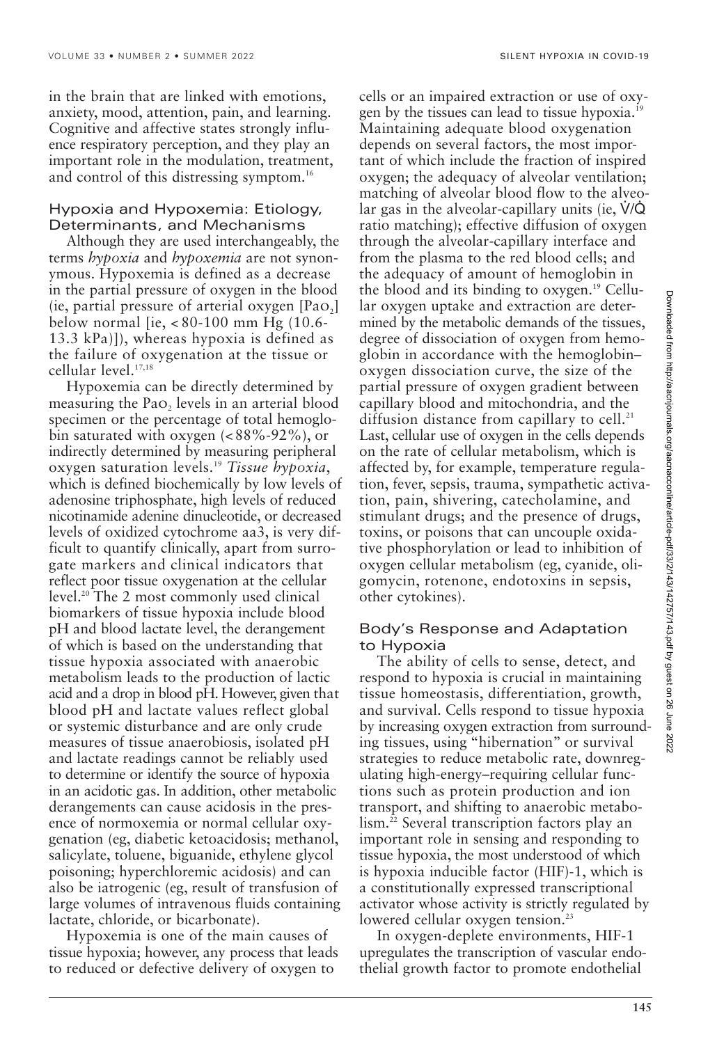in the brain that are linked with emotions, anxiety, mood, attention, pain, and learning. Cognitive and affective states strongly influence respiratory perception, and they play an important role in the modulation, treatment, and control of this distressing symptom.[16]

## Hypoxia and Hypoxemia: Etiology, Determinants, and Mechanisms

Although they are used interchangeably, the terms *hypoxia* and *hypoxemia* are not synonymous. Hypoxemia is defined as a decrease in the partial pressure of oxygen in the blood (ie, partial pressure of arterial oxygen [$Pa_{O_2}$] below normal [ie, < 80-100 mm Hg (10.6-13.3 kPa)]), whereas hypoxia is defined as the failure of oxygenation at the tissue or cellular level.[17,18]

Hypoxemia can be directly determined by measuring the $Pa_{O_2}$ levels in an arterial blood specimen or the percentage of total hemoglobin saturated with oxygen (< 88%-92%), or indirectly determined by measuring peripheral oxygen saturation levels.[19] *Tissue hypoxia*, which is defined biochemically by low levels of adenosine triphosphate, high levels of reduced nicotinamide adenine dinucleotide, or decreased levels of oxidized cytochrome aa3, is very difficult to quantify clinically, apart from surrogate markers and clinical indicators that reflect poor tissue oxygenation at the cellular level.[20] The 2 most commonly used clinical biomarkers of tissue hypoxia include blood pH and blood lactate level, the derangement of which is based on the understanding that tissue hypoxia associated with anaerobic metabolism leads to the production of lactic acid and a drop in blood pH. However, given that blood pH and lactate values reflect global or systemic disturbance and are only crude measures of tissue anaerobiosis, isolated pH and lactate readings cannot be reliably used to determine or identify the source of hypoxia in an acidotic gas. In addition, other metabolic derangements can cause acidosis in the presence of normoxemia or normal cellular oxygenation (eg, diabetic ketoacidosis; methanol, salicylate, toluene, biguanide, ethylene glycol poisoning; hyperchloremic acidosis) and can also be iatrogenic (eg, result of transfusion of large volumes of intravenous fluids containing lactate, chloride, or bicarbonate).

Hypoxemia is one of the main causes of tissue hypoxia; however, any process that leads to reduced or defective delivery of oxygen to cells or an impaired extraction or use of oxygen by the tissues can lead to tissue hypoxia.[19] Maintaining adequate blood oxygenation depends on several factors, the most important of which include the fraction of inspired oxygen; the adequacy of alveolar ventilation; matching of alveolar blood flow to the alveolar gas in the alveolar-capillary units (ie, $\dot{V}/\dot{Q}$ ratio matching); effective diffusion of oxygen through the alveolar-capillary interface and from the plasma to the red blood cells; and the adequacy of amount of hemoglobin in the blood and its binding to oxygen.[19] Cellular oxygen uptake and extraction are determined by the metabolic demands of the tissues, degree of dissociation of oxygen from hemoglobin in accordance with the hemoglobin–oxygen dissociation curve, the size of the partial pressure of oxygen gradient between capillary blood and mitochondria, and the diffusion distance from capillary to cell.[21] Last, cellular use of oxygen in the cells depends on the rate of cellular metabolism, which is affected by, for example, temperature regulation, fever, sepsis, trauma, sympathetic activation, pain, shivering, catecholamine, and stimulant drugs; and the presence of drugs, toxins, or poisons that can uncouple oxidative phosphorylation or lead to inhibition of oxygen cellular metabolism (eg, cyanide, oligomycin, rotenone, endotoxins in sepsis, other cytokines).

## Body's Response and Adaptation to Hypoxia

The ability of cells to sense, detect, and respond to hypoxia is crucial in maintaining tissue homeostasis, differentiation, growth, and survival. Cells respond to tissue hypoxia by increasing oxygen extraction from surrounding tissues, using "hibernation" or survival strategies to reduce metabolic rate, downregulating high-energy–requiring cellular functions such as protein production and ion transport, and shifting to anaerobic metabolism.[22] Several transcription factors play an important role in sensing and responding to tissue hypoxia, the most understood of which is hypoxia inducible factor (HIF)-1, which is a constitutionally expressed transcriptional activator whose activity is strictly regulated by lowered cellular oxygen tension.[23]

In oxygen-deplete environments, HIF-1 upregulates the transcription of vascular endothelial growth factor to promote endothelial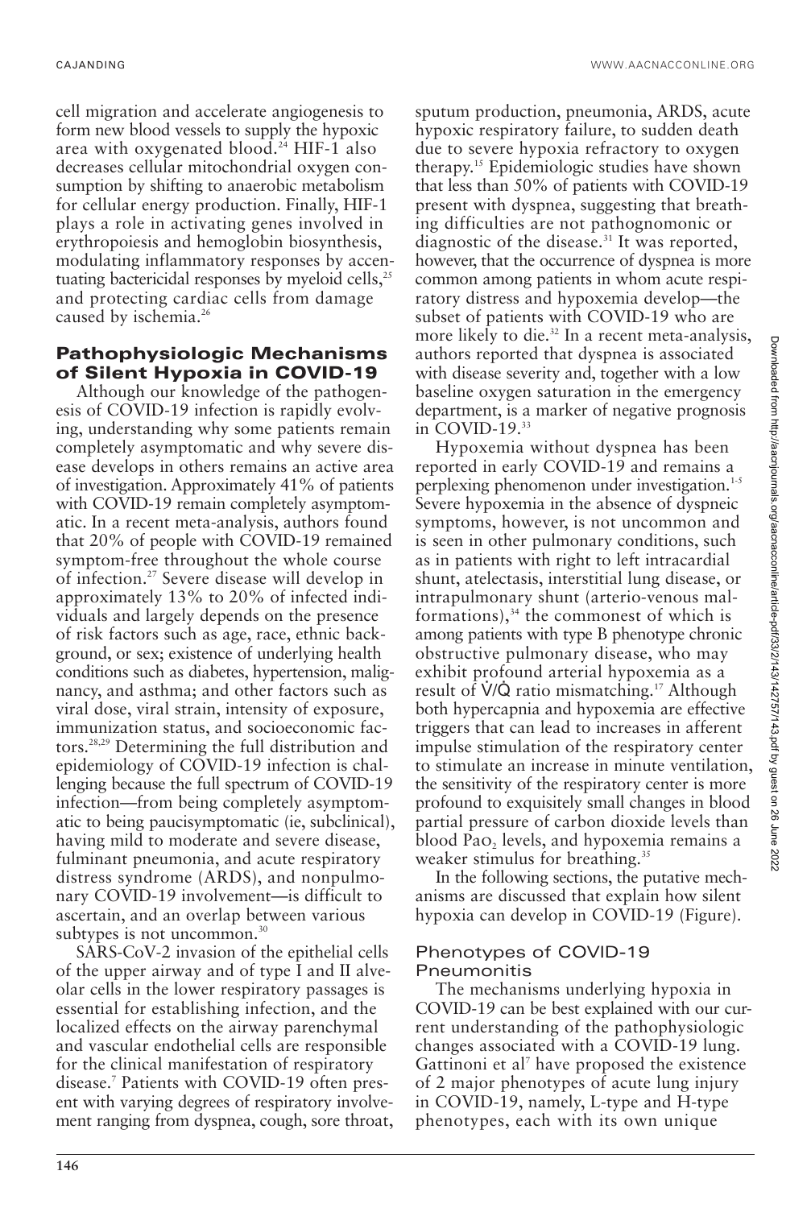cell migration and accelerate angiogenesis to form new blood vessels to supply the hypoxic area with oxygenated blood.[24] HIF-1 also decreases cellular mitochondrial oxygen consumption by shifting to anaerobic metabolism for cellular energy production. Finally, HIF-1 plays a role in activating genes involved in erythropoiesis and hemoglobin biosynthesis, modulating inflammatory responses by accentuating bactericidal responses by myeloid cells,[25] and protecting cardiac cells from damage caused by ischemia.[26]

## Pathophysiologic Mechanisms of Silent Hypoxia in COVID-19

Although our knowledge of the pathogenesis of COVID-19 infection is rapidly evolving, understanding why some patients remain completely asymptomatic and why severe disease develops in others remains an active area of investigation. Approximately 41% of patients with COVID-19 remain completely asymptomatic. In a recent meta-analysis, authors found that 20% of people with COVID-19 remained symptom-free throughout the whole course of infection.[27] Severe disease will develop in approximately 13% to 20% of infected individuals and largely depends on the presence of risk factors such as age, race, ethnic background, or sex; existence of underlying health conditions such as diabetes, hypertension, malignancy, and asthma; and other factors such as viral dose, viral strain, intensity of exposure, immunization status, and socioeconomic factors.[28,29] Determining the full distribution and epidemiology of COVID-19 infection is challenging because the full spectrum of COVID-19 infection—from being completely asymptomatic to being paucisymptomatic (ie, subclinical), having mild to moderate and severe disease, fulminant pneumonia, and acute respiratory distress syndrome (ARDS), and nonpulmonary COVID-19 involvement—is difficult to ascertain, and an overlap between various subtypes is not uncommon.[30]

SARS-CoV-2 invasion of the epithelial cells of the upper airway and of type I and II alveolar cells in the lower respiratory passages is essential for establishing infection, and the localized effects on the airway parenchymal and vascular endothelial cells are responsible for the clinical manifestation of respiratory disease.[7] Patients with COVID-19 often present with varying degrees of respiratory involvement ranging from dyspnea, cough, sore throat, sputum production, pneumonia, ARDS, acute hypoxic respiratory failure, to sudden death due to severe hypoxia refractory to oxygen therapy.[15] Epidemiologic studies have shown that less than 50% of patients with COVID-19 present with dyspnea, suggesting that breathing difficulties are not pathognomonic or diagnostic of the disease.[31] It was reported, however, that the occurrence of dyspnea is more common among patients in whom acute respiratory distress and hypoxemia develop—the subset of patients with COVID-19 who are more likely to die.[32] In a recent meta-analysis, authors reported that dyspnea is associated with disease severity and, together with a low baseline oxygen saturation in the emergency department, is a marker of negative prognosis in COVID-19.[33]

Hypoxemia without dyspnea has been reported in early COVID-19 and remains a perplexing phenomenon under investigation.[1-5] Severe hypoxemia in the absence of dyspneic symptoms, however, is not uncommon and is seen in other pulmonary conditions, such as in patients with right to left intracardial shunt, atelectasis, interstitial lung disease, or intrapulmonary shunt (arterio-venous malformations),[34] the commonest of which is among patients with type B phenotype chronic obstructive pulmonary disease, who may exhibit profound arterial hypoxemia as a result of $\dot{V}/\dot{Q}$ ratio mismatching.[17] Although both hypercapnia and hypoxemia are effective triggers that can lead to increases in afferent impulse stimulation of the respiratory center to stimulate an increase in minute ventilation, the sensitivity of the respiratory center is more profound to exquisitely small changes in blood partial pressure of carbon dioxide levels than blood $Pa{O_2}$ levels, and hypoxemia remains a weaker stimulus for breathing.[35]

In the following sections, the putative mechanisms are discussed that explain how silent hypoxia can develop in COVID-19 (Figure).

### Phenotypes of COVID-19 Pneumonitis

The mechanisms underlying hypoxia in COVID-19 can be best explained with our current understanding of the pathophysiologic changes associated with a COVID-19 lung. Gattinoni et al[7] have proposed the existence of 2 major phenotypes of acute lung injury in COVID-19, namely, L-type and H-type phenotypes, each with its own unique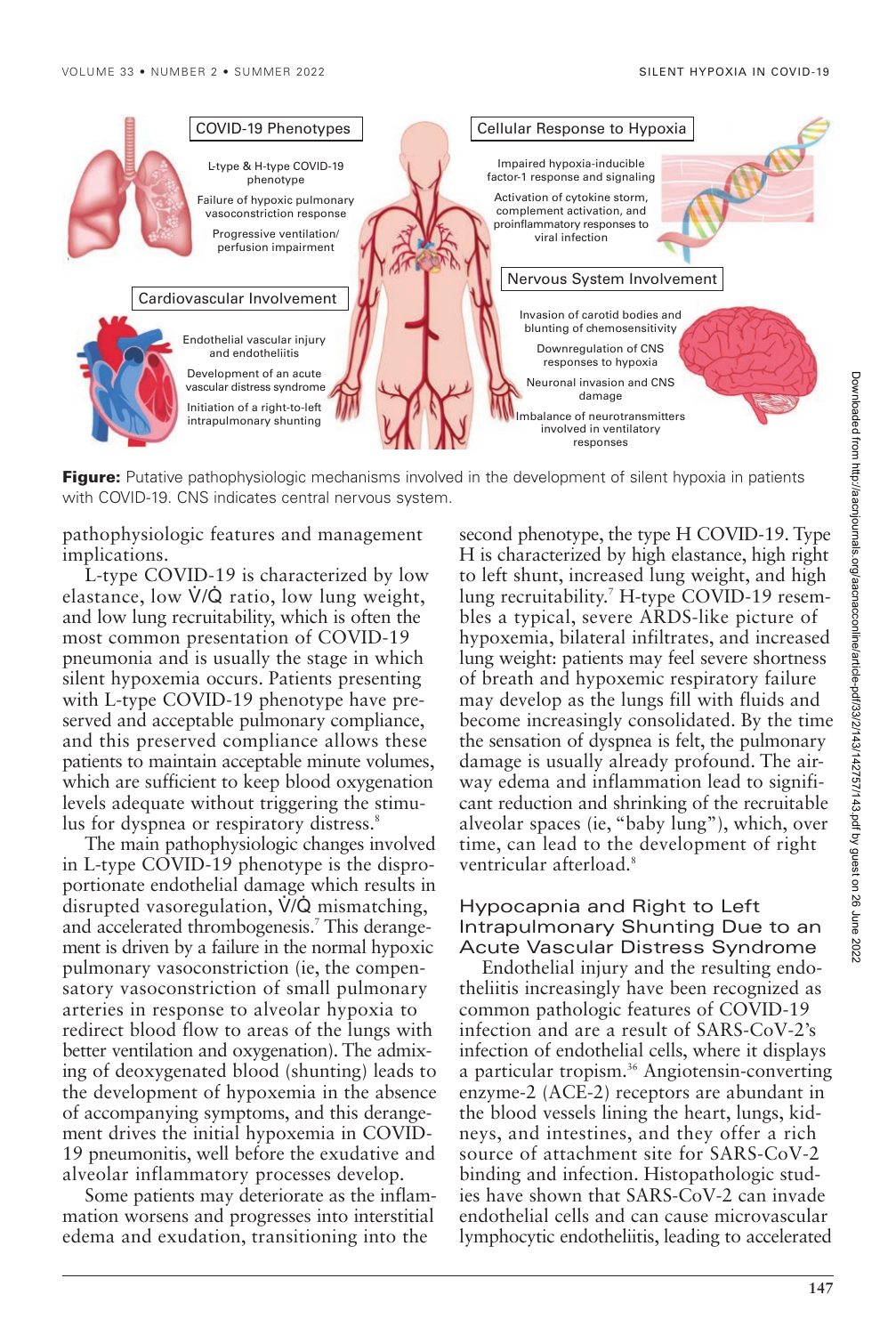COVID-19 Phenotypes

L-type & H-type COVID-19 phenotype

Failure of hypoxic pulmonary vasoconstriction response

Progressive ventilation/perfusion impairment

Cellular Response to Hypoxia

Impaired hypoxia-inducible factor-1 response and signaling

Activation of cytokine storm, complement activation, and proinflammatory responses to viral infection

Nervous System Involvement

Invasion of carotid bodies and blunting of chemosensitivity

Downregulation of CNS responses to hypoxia

Neuronal invasion and CNS damage

Imbalance of neurotransmitters involved in ventilatory responses

Cardiovascular Involvement

Endothelial vascular injury and endotheliitis

Development of an acute vascular distress syndrome

Initiation of a right-to-left intrapulmonary shunting

**Figure:** Putative pathophysiologic mechanisms involved in the development of silent hypoxia in patients with COVID-19. CNS indicates central nervous system.

pathophysiologic features and management implications.

L-type COVID-19 is characterized by low elastance, low $\dot{V}/\dot{Q}$ ratio, low lung weight, and low lung recruitability, which is often the most common presentation of COVID-19 pneumonia and is usually the stage in which silent hypoxemia occurs. Patients presenting with L-type COVID-19 phenotype have preserved and acceptable pulmonary compliance, and this preserved compliance allows these patients to maintain acceptable minute volumes, which are sufficient to keep blood oxygenation levels adequate without triggering the stimulus for dyspnea or respiratory distress.[8]

The main pathophysiologic changes involved in L-type COVID-19 phenotype is the disproportionate endothelial damage which results in disrupted vasoregulation, $\dot{V}/\dot{Q}$ mismatching, and accelerated thrombogenesis.[7] This derangement is driven by a failure in the normal hypoxic pulmonary vasoconstriction (ie, the compensatory vasoconstriction of small pulmonary arteries in response to alveolar hypoxia to redirect blood flow to areas of the lungs with better ventilation and oxygenation). The admixing of deoxygenated blood (shunting) leads to the development of hypoxemia in the absence of accompanying symptoms, and this derangement drives the initial hypoxemia in COVID-19 pneumonitis, well before the exudative and alveolar inflammatory processes develop.

Some patients may deteriorate as the inflammation worsens and progresses into interstitial edema and exudation, transitioning into the second phenotype, the type H COVID-19. Type H is characterized by high elastance, high right to left shunt, increased lung weight, and high lung recruitability.[7] H-type COVID-19 resembles a typical, severe ARDS-like picture of hypoxemia, bilateral infiltrates, and increased lung weight: patients may feel severe shortness of breath and hypoxemic respiratory failure may develop as the lungs fill with fluids and become increasingly consolidated. By the time the sensation of dyspnea is felt, the pulmonary damage is usually already profound. The airway edema and inflammation lead to significant reduction and shrinking of the recruitable alveolar spaces (ie, "baby lung"), which, over time, can lead to the development of right ventricular afterload.[8]

## Hypocapnia and Right to Left Intrapulmonary Shunting Due to an Acute Vascular Distress Syndrome

Endothelial injury and the resulting endotheliitis increasingly have been recognized as common pathologic features of COVID-19 infection and are a result of SARS-CoV-2's infection of endothelial cells, where it displays a particular tropism.[36] Angiotensin-converting enzyme-2 (ACE-2) receptors are abundant in the blood vessels lining the heart, lungs, kidneys, and intestines, and they offer a rich source of attachment site for SARS-CoV-2 binding and infection. Histopathologic studies have shown that SARS-CoV-2 can invade endothelial cells and can cause microvascular lymphocytic endotheliitis, leading to accelerated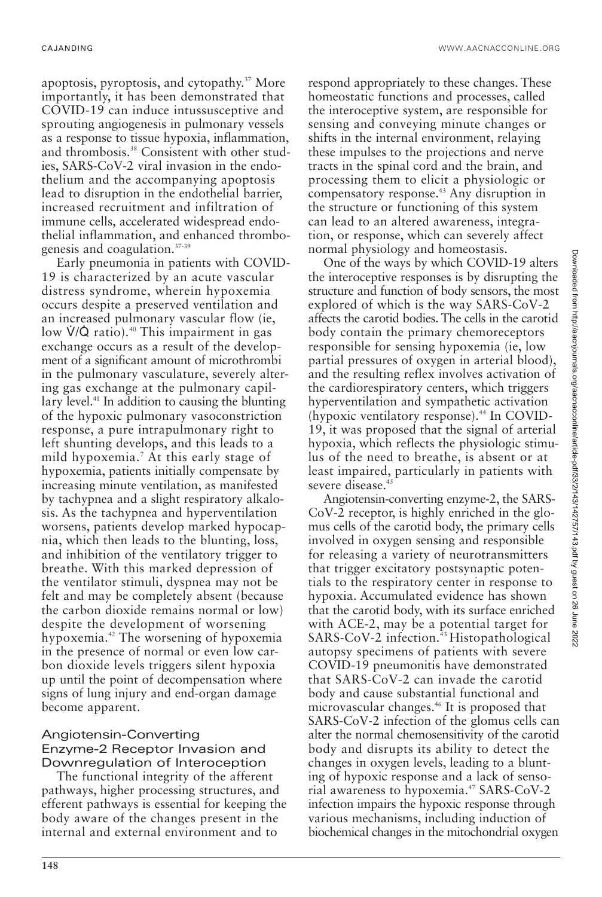apoptosis, pyroptosis, and cytopathy.[37] More importantly, it has been demonstrated that COVID-19 can induce intussusceptive and sprouting angiogenesis in pulmonary vessels as a response to tissue hypoxia, inflammation, and thrombosis.[38] Consistent with other studies, SARS-CoV-2 viral invasion in the endothelium and the accompanying apoptosis lead to disruption in the endothelial barrier, increased recruitment and infiltration of immune cells, accelerated widespread endothelial inflammation, and enhanced thrombogenesis and coagulation.[37-39]

Early pneumonia in patients with COVID-19 is characterized by an acute vascular distress syndrome, wherein hypoxemia occurs despite a preserved ventilation and an increased pulmonary vascular flow (ie, low $\dot{V}/\dot{Q}$ ratio).[40] This impairment in gas exchange occurs as a result of the development of a significant amount of microthrombi in the pulmonary vasculature, severely altering gas exchange at the pulmonary capillary level.[41] In addition to causing the blunting of the hypoxic pulmonary vasoconstriction response, a pure intrapulmonary right to left shunting develops, and this leads to a mild hypoxemia.[7] At this early stage of hypoxemia, patients initially compensate by increasing minute ventilation, as manifested by tachypnea and a slight respiratory alkalosis. As the tachypnea and hyperventilation worsens, patients develop marked hypocapnia, which then leads to the blunting, loss, and inhibition of the ventilatory trigger to breathe. With this marked depression of the ventilator stimuli, dyspnea may not be felt and may be completely absent (because the carbon dioxide remains normal or low) despite the development of worsening hypoxemia.[42] The worsening of hypoxemia in the presence of normal or even low carbon dioxide levels triggers silent hypoxia up until the point of decompensation where signs of lung injury and end-organ damage become apparent.

## Angiotensin-Converting Enzyme-2 Receptor Invasion and Downregulation of Interoception

The functional integrity of the afferent pathways, higher processing structures, and efferent pathways is essential for keeping the body aware of the changes present in the internal and external environment and to respond appropriately to these changes. These homeostatic functions and processes, called the interoceptive system, are responsible for sensing and conveying minute changes or shifts in the internal environment, relaying these impulses to the projections and nerve tracts in the spinal cord and the brain, and processing them to elicit a physiologic or compensatory response.[43] Any disruption in the structure or functioning of this system can lead to an altered awareness, integration, or response, which can severely affect normal physiology and homeostasis.

One of the ways by which COVID-19 alters the interoceptive responses is by disrupting the structure and function of body sensors, the most explored of which is the way SARS-CoV-2 affects the carotid bodies. The cells in the carotid body contain the primary chemoreceptors responsible for sensing hypoxemia (ie, low partial pressures of oxygen in arterial blood), and the resulting reflex involves activation of the cardiorespiratory centers, which triggers hyperventilation and sympathetic activation (hypoxic ventilatory response).[44] In COVID-19, it was proposed that the signal of arterial hypoxia, which reflects the physiologic stimulus of the need to breathe, is absent or at least impaired, particularly in patients with severe disease.[45]

Angiotensin-converting enzyme-2, the SARS-CoV-2 receptor, is highly enriched in the glomus cells of the carotid body, the primary cells involved in oxygen sensing and responsible for releasing a variety of neurotransmitters that trigger excitatory postsynaptic potentials to the respiratory center in response to hypoxia. Accumulated evidence has shown that the carotid body, with its surface enriched with ACE-2, may be a potential target for SARS-CoV-2 infection.[43] Histopathological autopsy specimens of patients with severe COVID-19 pneumonitis have demonstrated that SARS-CoV-2 can invade the carotid body and cause substantial functional and microvascular changes.[46] It is proposed that SARS-CoV-2 infection of the glomus cells can alter the normal chemosensitivity of the carotid body and disrupts its ability to detect the changes in oxygen levels, leading to a blunting of hypoxic response and a lack of sensorial awareness to hypoxemia.[47] SARS-CoV-2 infection impairs the hypoxic response through various mechanisms, including induction of biochemical changes in the mitochondrial oxygen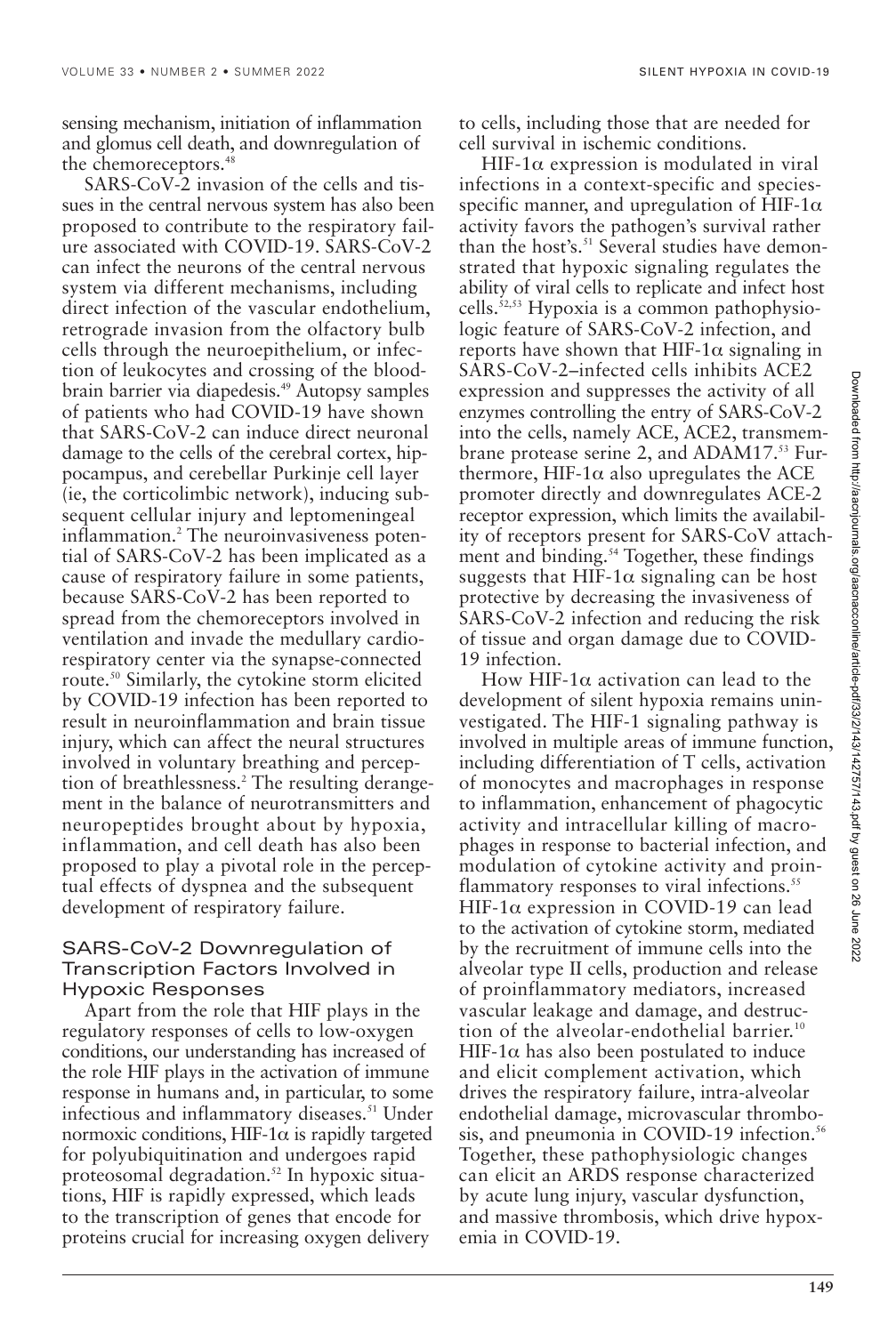sensing mechanism, initiation of inflammation and glomus cell death, and downregulation of the chemoreceptors.[48]

SARS-CoV-2 invasion of the cells and tissues in the central nervous system has also been proposed to contribute to the respiratory failure associated with COVID-19. SARS-CoV-2 can infect the neurons of the central nervous system via different mechanisms, including direct infection of the vascular endothelium, retrograde invasion from the olfactory bulb cells through the neuroepithelium, or infection of leukocytes and crossing of the blood-brain barrier via diapedesis.[49] Autopsy samples of patients who had COVID-19 have shown that SARS-CoV-2 can induce direct neuronal damage to the cells of the cerebral cortex, hippocampus, and cerebellar Purkinje cell layer (ie, the corticolimbic network), inducing subsequent cellular injury and leptomeningeal inflammation.[2] The neuroinvasiveness potential of SARS-CoV-2 has been implicated as a cause of respiratory failure in some patients, because SARS-CoV-2 has been reported to spread from the chemoreceptors involved in ventilation and invade the medullary cardiorespiratory center via the synapse-connected route.[50] Similarly, the cytokine storm elicited by COVID-19 infection has been reported to result in neuroinflammation and brain tissue injury, which can affect the neural structures involved in voluntary breathing and perception of breathlessness.[2] The resulting derangement in the balance of neurotransmitters and neuropeptides brought about by hypoxia, inflammation, and cell death has also been proposed to play a pivotal role in the perceptual effects of dyspnea and the subsequent development of respiratory failure.

## SARS-CoV-2 Downregulation of Transcription Factors Involved in Hypoxic Responses

Apart from the role that HIF plays in the regulatory responses of cells to low-oxygen conditions, our understanding has increased of the role HIF plays in the activation of immune response in humans and, in particular, to some infectious and inflammatory diseases.[51] Under normoxic conditions, HIF-1α is rapidly targeted for polyubiquitination and undergoes rapid proteosomal degradation.[52] In hypoxic situations, HIF is rapidly expressed, which leads to the transcription of genes that encode for proteins crucial for increasing oxygen delivery to cells, including those that are needed for cell survival in ischemic conditions.

HIF-1α expression is modulated in viral infections in a context-specific and species-specific manner, and upregulation of HIF-1α activity favors the pathogen's survival rather than the host's.[51] Several studies have demonstrated that hypoxic signaling regulates the ability of viral cells to replicate and infect host cells.[52,53] Hypoxia is a common pathophysiologic feature of SARS-CoV-2 infection, and reports have shown that HIF-1α signaling in SARS-CoV-2–infected cells inhibits ACE2 expression and suppresses the activity of all enzymes controlling the entry of SARS-CoV-2 into the cells, namely ACE, ACE2, transmembrane protease serine 2, and ADAM17.[53] Furthermore, HIF-1α also upregulates the ACE promoter directly and downregulates ACE-2 receptor expression, which limits the availability of receptors present for SARS-CoV attachment and binding.[54] Together, these findings suggests that HIF-1α signaling can be host protective by decreasing the invasiveness of SARS-CoV-2 infection and reducing the risk of tissue and organ damage due to COVID-19 infection.

How HIF-1α activation can lead to the development of silent hypoxia remains uninvestigated. The HIF-1 signaling pathway is involved in multiple areas of immune function, including differentiation of T cells, activation of monocytes and macrophages in response to inflammation, enhancement of phagocytic activity and intracellular killing of macrophages in response to bacterial infection, and modulation of cytokine activity and proinflammatory responses to viral infections.[55] HIF-1α expression in COVID-19 can lead to the activation of cytokine storm, mediated by the recruitment of immune cells into the alveolar type II cells, production and release of proinflammatory mediators, increased vascular leakage and damage, and destruction of the alveolar-endothelial barrier.[10] HIF-1α has also been postulated to induce and elicit complement activation, which drives the respiratory failure, intra-alveolar endothelial damage, microvascular thrombosis, and pneumonia in COVID-19 infection.[56] Together, these pathophysiologic changes can elicit an ARDS response characterized by acute lung injury, vascular dysfunction, and massive thrombosis, which drive hypoxemia in COVID-19.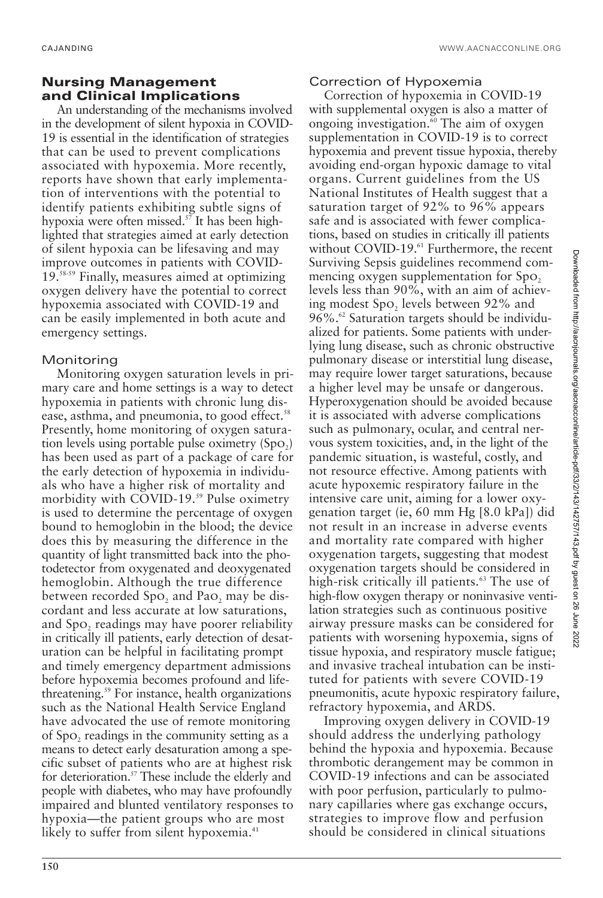## Nursing Management and Clinical Implications

An understanding of the mechanisms involved in the development of silent hypoxia in COVID-19 is essential in the identification of strategies that can be used to prevent complications associated with hypoxemia. More recently, reports have shown that early implementation of interventions with the potential to identify patients exhibiting subtle signs of hypoxia were often missed.[57] It has been highlighted that strategies aimed at early detection of silent hypoxia can be lifesaving and may improve outcomes in patients with COVID-19.[58-59] Finally, measures aimed at optimizing oxygen delivery have the potential to correct hypoxemia associated with COVID-19 and can be easily implemented in both acute and emergency settings.

### Monitoring

Monitoring oxygen saturation levels in primary care and home settings is a way to detect hypoxemia in patients with chronic lung disease, asthma, and pneumonia, to good effect.[58] Presently, home monitoring of oxygen saturation levels using portable pulse oximetry ($SpO_2$) has been used as part of a package of care for the early detection of hypoxemia in individuals who have a higher risk of mortality and morbidity with COVID-19.[59] Pulse oximetry is used to determine the percentage of oxygen bound to hemoglobin in the blood; the device does this by measuring the difference in the quantity of light transmitted back into the photodetector from oxygenated and deoxygenated hemoglobin. Although the true difference between recorded $SpO_2$ and $PaO_2$ may be discordant and less accurate at low saturations, and $SpO_2$ readings may have poorer reliability in critically ill patients, early detection of desaturation can be helpful in facilitating prompt and timely emergency department admissions before hypoxemia becomes profound and life-threatening.[59] For instance, health organizations such as the National Health Service England have advocated the use of remote monitoring of $SpO_2$ readings in the community setting as a means to detect early desaturation among a specific subset of patients who are at highest risk for deterioration.[57] These include the elderly and people with diabetes, who may have profoundly impaired and blunted ventilatory responses to hypoxia—the patient groups who are most likely to suffer from silent hypoxemia.[41]

### Correction of Hypoxemia

Correction of hypoxemia in COVID-19 with supplemental oxygen is also a matter of ongoing investigation.[60] The aim of oxygen supplementation in COVID-19 is to correct hypoxemia and prevent tissue hypoxia, thereby avoiding end-organ hypoxic damage to vital organs. Current guidelines from the US National Institutes of Health suggest that a saturation target of 92% to 96% appears safe and is associated with fewer complications, based on studies in critically ill patients without COVID-19.[61] Furthermore, the recent Surviving Sepsis guidelines recommend commencing oxygen supplementation for $SpO_2$ levels less than 90%, with an aim of achieving modest $SpO_2$ levels between 92% and 96%.[62] Saturation targets should be individualized for patients. Some patients with underlying lung disease, such as chronic obstructive pulmonary disease or interstitial lung disease, may require lower target saturations, because a higher level may be unsafe or dangerous. Hyperoxygenation should be avoided because it is associated with adverse complications such as pulmonary, ocular, and central nervous system toxicities, and, in the light of the pandemic situation, is wasteful, costly, and not resource effective. Among patients with acute hypoxemic respiratory failure in the intensive care unit, aiming for a lower oxygenation target (ie, 60 mm Hg [8.0 kPa]) did not result in an increase in adverse events and mortality rate compared with higher oxygenation targets, suggesting that modest oxygenation targets should be considered in high-risk critically ill patients.[63] The use of high-flow oxygen therapy or noninvasive ventilation strategies such as continuous positive airway pressure masks can be considered for patients with worsening hypoxemia, signs of tissue hypoxia, and respiratory muscle fatigue; and invasive tracheal intubation can be instituted for patients with severe COVID-19 pneumonitis, acute hypoxic respiratory failure, refractory hypoxemia, and ARDS.

Improving oxygen delivery in COVID-19 should address the underlying pathology behind the hypoxia and hypoxemia. Because thrombotic derangement may be common in COVID-19 infections and can be associated with poor perfusion, particularly to pulmonary capillaries where gas exchange occurs, strategies to improve flow and perfusion should be considered in clinical situations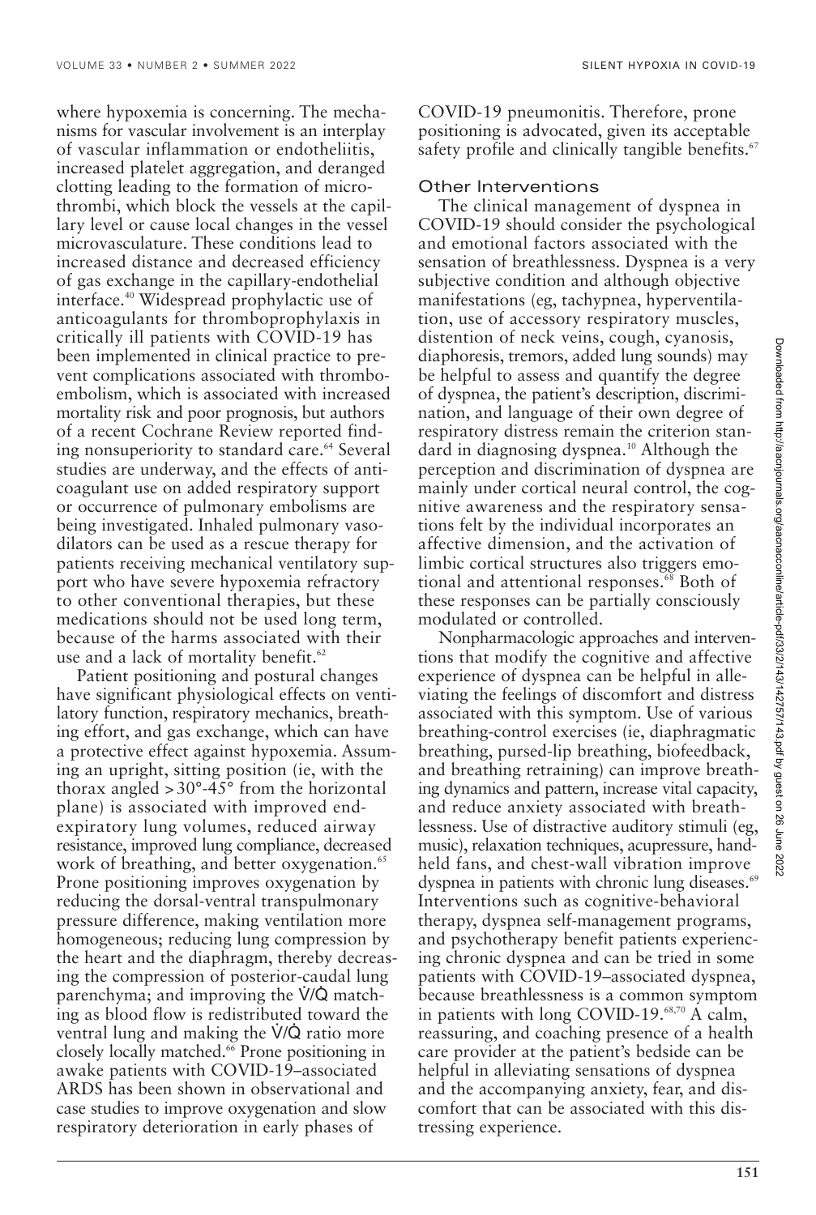where hypoxemia is concerning. The mechanisms for vascular involvement is an interplay of vascular inflammation or endotheliitis, increased platelet aggregation, and deranged clotting leading to the formation of microthrombi, which block the vessels at the capillary level or cause local changes in the vessel microvasculature. These conditions lead to increased distance and decreased efficiency of gas exchange in the capillary-endothelial interface.[40] Widespread prophylactic use of anticoagulants for thromboprophylaxis in critically ill patients with COVID-19 has been implemented in clinical practice to prevent complications associated with thromboembolism, which is associated with increased mortality risk and poor prognosis, but authors of a recent Cochrane Review reported finding nonsuperiority to standard care.[64] Several studies are underway, and the effects of anticoagulant use on added respiratory support or occurrence of pulmonary embolisms are being investigated. Inhaled pulmonary vasodilators can be used as a rescue therapy for patients receiving mechanical ventilatory support who have severe hypoxemia refractory to other conventional therapies, but these medications should not be used long term, because of the harms associated with their use and a lack of mortality benefit.[62]

Patient positioning and postural changes have significant physiological effects on ventilatory function, respiratory mechanics, breathing effort, and gas exchange, which can have a protective effect against hypoxemia. Assuming an upright, sitting position (ie, with the thorax angled >30°-45° from the horizontal plane) is associated with improved end-expiratory lung volumes, reduced airway resistance, improved lung compliance, decreased work of breathing, and better oxygenation.[65] Prone positioning improves oxygenation by reducing the dorsal-ventral transpulmonary pressure difference, making ventilation more homogeneous; reducing lung compression by the heart and the diaphragm, thereby decreasing the compression of posterior-caudal lung parenchyma; and improving the $\dot{V}/\dot{Q}$ matching as blood flow is redistributed toward the ventral lung and making the $\dot{V}/\dot{Q}$ ratio more closely locally matched.[66] Prone positioning in awake patients with COVID-19–associated ARDS has been shown in observational and case studies to improve oxygenation and slow respiratory deterioration in early phases of COVID-19 pneumonitis. Therefore, prone positioning is advocated, given its acceptable safety profile and clinically tangible benefits.[67]

### Other Interventions

The clinical management of dyspnea in COVID-19 should consider the psychological and emotional factors associated with the sensation of breathlessness. Dyspnea is a very subjective condition and although objective manifestations (eg, tachypnea, hyperventilation, use of accessory respiratory muscles, distention of neck veins, cough, cyanosis, diaphoresis, tremors, added lung sounds) may be helpful to assess and quantify the degree of dyspnea, the patient's description, discrimination, and language of their own degree of respiratory distress remain the criterion standard in diagnosing dyspnea.[10] Although the perception and discrimination of dyspnea are mainly under cortical neural control, the cognitive awareness and the respiratory sensations felt by the individual incorporates an affective dimension, and the activation of limbic cortical structures also triggers emotional and attentional responses.[68] Both of these responses can be partially consciously modulated or controlled.

Nonpharmacologic approaches and interventions that modify the cognitive and affective experience of dyspnea can be helpful in alleviating the feelings of discomfort and distress associated with this symptom. Use of various breathing-control exercises (ie, diaphragmatic breathing, pursed-lip breathing, biofeedback, and breathing retraining) can improve breathing dynamics and pattern, increase vital capacity, and reduce anxiety associated with breathlessness. Use of distractive auditory stimuli (eg, music), relaxation techniques, acupressure, handheld fans, and chest-wall vibration improve dyspnea in patients with chronic lung diseases.[69] Interventions such as cognitive-behavioral therapy, dyspnea self-management programs, and psychotherapy benefit patients experiencing chronic dyspnea and can be tried in some patients with COVID-19–associated dyspnea, because breathlessness is a common symptom in patients with long COVID-19.[68,70] A calm, reassuring, and coaching presence of a health care provider at the patient's bedside can be helpful in alleviating sensations of dyspnea and the accompanying anxiety, fear, and discomfort that can be associated with this distressing experience.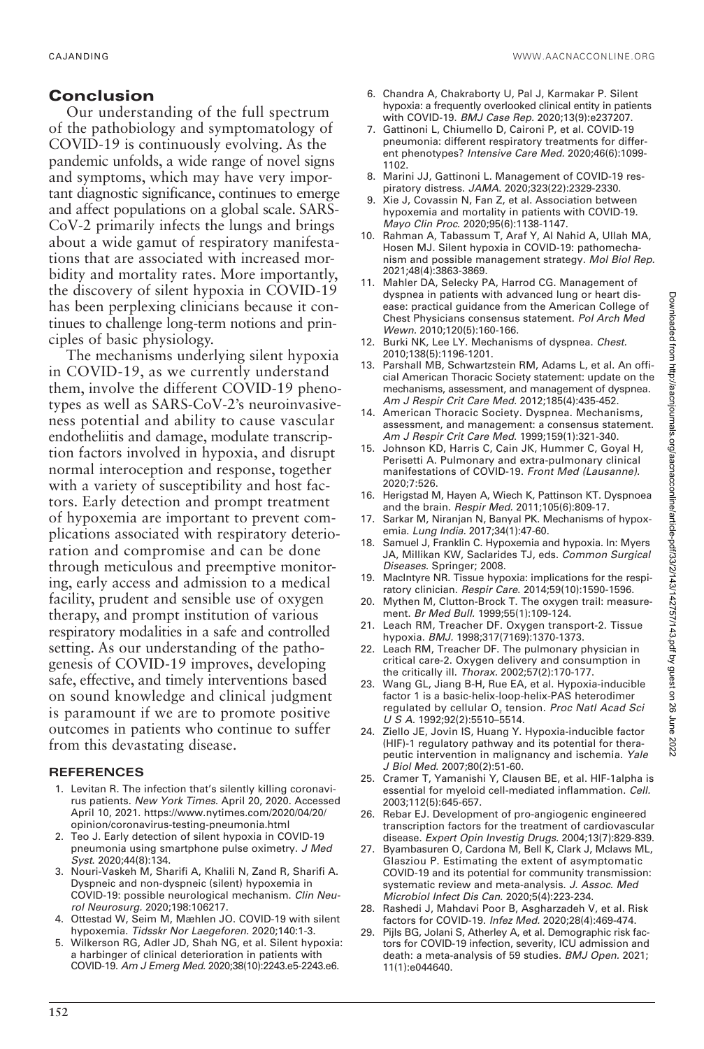## Conclusion

Our understanding of the full spectrum of the pathobiology and symptomatology of COVID-19 is continuously evolving. As the pandemic unfolds, a wide range of novel signs and symptoms, which may have very important diagnostic significance, continues to emerge and affect populations on a global scale. SARS-CoV-2 primarily infects the lungs and brings about a wide gamut of respiratory manifestations that are associated with increased morbidity and mortality rates. More importantly, the discovery of silent hypoxia in COVID-19 has been perplexing clinicians because it continues to challenge long-term notions and principles of basic physiology.

The mechanisms underlying silent hypoxia in COVID-19, as we currently understand them, involve the different COVID-19 phenotypes as well as SARS-CoV-2's neuroinvasiveness potential and ability to cause vascular endotheliitis and damage, modulate transcription factors involved in hypoxia, and disrupt normal interoception and response, together with a variety of susceptibility and host factors. Early detection and prompt treatment of hypoxemia are important to prevent complications associated with respiratory deterioration and compromise and can be done through meticulous and preemptive monitoring, early access and admission to a medical facility, prudent and sensible use of oxygen therapy, and prompt institution of various respiratory modalities in a safe and controlled setting. As our understanding of the pathogenesis of COVID-19 improves, developing safe, effective, and timely interventions based on sound knowledge and clinical judgment is paramount if we are to promote positive outcomes in patients who continue to suffer from this devastating disease.

### REFERENCES

1. Levitan R. The infection that's silently killing coronavirus patients. *New York Times*. April 20, 2020. Accessed April 10, 2021. https://www.nytimes.com/2020/04/20/opinion/coronavirus-testing-pneumonia.html
2. Teo J. Early detection of silent hypoxia in COVID-19 pneumonia using smartphone pulse oximetry. *J Med Syst*. 2020;44(8):134.
3. Nouri-Vaskeh M, Sharifi A, Khalili N, Zand R, Sharifi A. Dyspneic and non-dyspneic (silent) hypoxemia in COVID-19: possible neurological mechanism. *Clin Neurol Neurosurg*. 2020;198:106217.
4. Ottestad W, Seim M, Mæhlen JO. COVID-19 with silent hypoxemia. *Tidsskr Nor Laegeforen*. 2020;140:1-3.
5. Wilkerson RG, Adler JD, Shah NG, et al. Silent hypoxia: a harbinger of clinical deterioration in patients with COVID-19. *Am J Emerg Med*. 2020;38(10):2243.e5-2243.e6.
6. Chandra A, Chakraborty U, Pal J, Karmakar P. Silent hypoxia: a frequently overlooked clinical entity in patients with COVID-19. *BMJ Case Rep*. 2020;13(9):e237207.
7. Gattinoni L, Chiumello D, Caironi P, et al. COVID-19 pneumonia: different respiratory treatments for different phenotypes? *Intensive Care Med*. 2020;46(6):1099-1102.
8. Marini JJ, Gattinoni L. Management of COVID-19 respiratory distress. *JAMA*. 2020;323(22):2329-2330.
9. Xie J, Covassin N, Fan Z, et al. Association between hypoxemia and mortality in patients with COVID-19. *Mayo Clin Proc*. 2020;95(6):1138-1147.
10. Rahman A, Tabassum T, Araf Y, Al Nahid A, Ullah MA, Hosen MJ. Silent hypoxia in COVID-19: pathomechanism and possible management strategy. *Mol Biol Rep*. 2021;48(4):3863-3869.
11. Mahler DA, Selecky PA, Harrod CG. Management of dyspnea in patients with advanced lung or heart disease: practical guidance from the American College of Chest Physicians consensus statement. *Pol Arch Med Wewn*. 2010;120(5):160-166.
12. Burki NK, Lee LY. Mechanisms of dyspnea. *Chest*. 2010;138(5):1196-1201.
13. Parshall MB, Schwartzstein RM, Adams L, et al. An official American Thoracic Society statement: update on the mechanisms, assessment, and management of dyspnea. *Am J Respir Crit Care Med*. 2012;185(4):435-452.
14. American Thoracic Society. Dyspnea. Mechanisms, assessment, and management: a consensus statement. *Am J Respir Crit Care Med*. 1999;159(1):321-340.
15. Johnson KD, Harris C, Cain JK, Hummer C, Goyal H, Perisetti A. Pulmonary and extra-pulmonary clinical manifestations of COVID-19. *Front Med (Lausanne)*. 2020;7:526.
16. Herigstad M, Hayen A, Wiech K, Pattinson KT. Dyspnoea and the brain. *Respir Med*. 2011;105(6):809-17.
17. Sarkar M, Niranjan N, Banyal PK. Mechanisms of hypoxemia. *Lung India*. 2017;34(1):47-60.
18. Samuel J, Franklin C. Hypoxemia and hypoxia. In: Myers JA, Millikan KW, Saclarides TJ, eds. *Common Surgical Diseases*. Springer; 2008.
19. MacIntyre NR. Tissue hypoxia: implications for the respiratory clinician. *Respir Care*. 2014;59(10):1590-1596.
20. Mythen M, Clutton-Brock T. The oxygen trail: measurement. *Br Med Bull*. 1999;55(1):109-124.
21. Leach RM, Treacher DF. Oxygen transport-2. Tissue hypoxia. *BMJ*. 1998;317(7169):1370-1373.
22. Leach RM, Treacher DF. The pulmonary physician in critical care-2. Oxygen delivery and consumption in the critically ill. *Thorax*. 2002;57(2):170-177.
23. Wang GL, Jiang B-H, Rue EA, et al. Hypoxia-inducible factor 1 is a basic-helix-loop-helix-PAS heterodimer regulated by cellular $O_2$ tension. *Proc Natl Acad Sci U S A*. 1992;92(2):5510–5514.
24. Ziello JE, Jovin IS, Huang Y. Hypoxia-inducible factor (HIF)-1 regulatory pathway and its potential for therapeutic intervention in malignancy and ischemia. *Yale J Biol Med*. 2007;80(2):51-60.
25. Cramer T, Yamanishi Y, Clausen BE, et al. HIF-1alpha is essential for myeloid cell-mediated inflammation. *Cell*. 2003;112(5):645-657.
26. Rebar EJ. Development of pro-angiogenic engineered transcription factors for the treatment of cardiovascular disease. *Expert Opin Investig Drugs*. 2004;13(7):829-839.
27. Byambasuren O, Cardona M, Bell K, Clark J, Mclaws ML, Glasziou P. Estimating the extent of asymptomatic COVID-19 and its potential for community transmission: systematic review and meta-analysis. *J. Assoc. Med Microbiol Infect Dis Can*. 2020;5(4):223-234.
28. Rashedi J, Mahdavi Poor B, Asgharzadeh V, et al. Risk factors for COVID-19. *Infez Med*. 2020;28(4):469-474.
29. Pijls BG, Jolani S, Atherley A, et al. Demographic risk factors for COVID-19 infection, severity, ICU admission and death: a meta-analysis of 59 studies. *BMJ Open*. 2021; 11(1):e044640.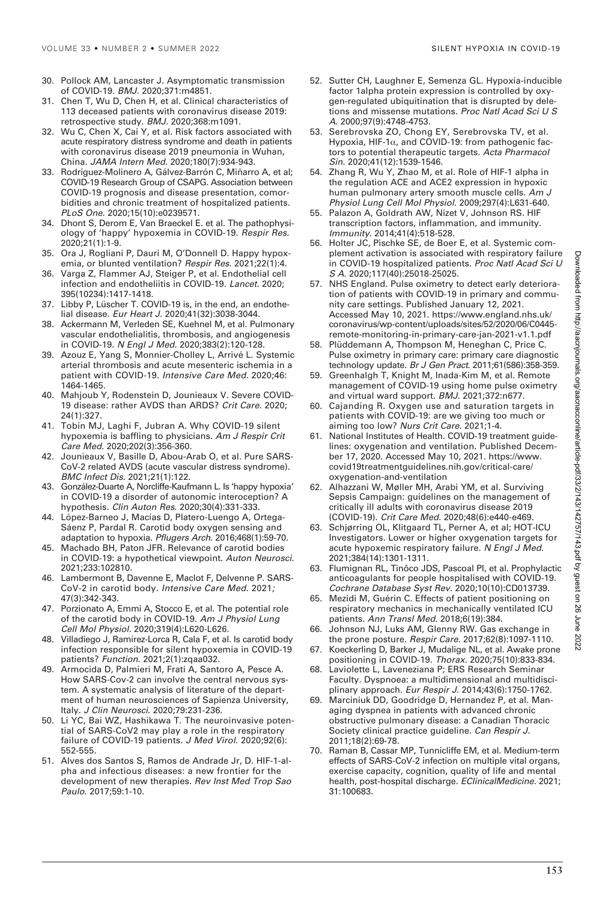30. Pollock AM, Lancaster J. Asymptomatic transmission of COVID-19. *BMJ.* 2020;371:m4851.
31. Chen T, Wu D, Chen H, et al. Clinical characteristics of 113 deceased patients with coronavirus disease 2019: retrospective study. *BMJ.* 2020;368:m1091.
32. Wu C, Chen X, Cai Y, et al. Risk factors associated with acute respiratory distress syndrome and death in patients with coronavirus disease 2019 pneumonia in Wuhan, China. *JAMA Intern Med.* 2020;180(7):934-943.
33. Rodríguez-Molinero A, Gálvez-Barrón C, Miñarro A, et al; COVID-19 Research Group of CSAPG. Association between COVID-19 prognosis and disease presentation, comorbidities and chronic treatment of hospitalized patients. *PLoS One.* 2020;15(10):e0239571.
34. Dhont S, Derom E, Van Braeckel E. et al. The pathophysiology of 'happy' hypoxemia in COVID-19. *Respir Res.* 2020;21(1):1-9.
35. Ora J, Rogliani P, Dauri M, O'Donnell D. Happy hypoxemia, or blunted ventilation? *Respir Res.* 2021;22(1):4.
36. Varga Z, Flammer AJ, Steiger P, et al. Endothelial cell infection and endotheliitis in COVID-19. *Lancet.* 2020; 395(10234):1417-1418.
37. Libby P, Lüscher T. COVID-19 is, in the end, an endothelial disease. *Eur Heart J.* 2020;41(32):3038-3044.
38. Ackermann M, Verleden SE, Kuehnel M, et al. Pulmonary vascular endothelialitis, thrombosis, and angiogenesis in COVID-19. *N Engl J Med.* 2020;383(2):120-128.
39. Azouz E, Yang S, Monnier-Cholley L, Arrivé L. Systemic arterial thrombosis and acute mesenteric ischemia in a patient with COVID-19. *Intensive Care Med.* 2020;46: 1464-1465.
40. Mahjoub Y, Rodenstein D, Jounieaux V. Severe COVID-19 disease: rather AVDS than ARDS? *Crit Care.* 2020; 24(1):327.
41. Tobin MJ, Laghi F, Jubran A. Why COVID-19 silent hypoxemia is baffling to physicians. *Am J Respir Crit Care Med.* 2020;202(3):356-360.
42. Jounieaux V, Basille D, Abou-Arab O, et al. Pure SARS-CoV-2 related AVDS (acute vascular distress syndrome). *BMC Infect Dis.* 2021;21(1):122.
43. González-Duarte A, Norcliffe-Kaufmann L. Is 'happy hypoxia' in COVID-19 a disorder of autonomic interoception? A hypothesis. *Clin Auton Res.* 2020;30(4):331-333.
44. López-Barneo J, Macías D, Platero-Luengo A, Ortega-Sáenz P, Pardal R. Carotid body oxygen sensing and adaptation to hypoxia. *Pflugers Arch.* 2016;468(1):59-70.
45. Machado BH, Paton JFR. Relevance of carotid bodies in COVID-19: a hypothetical viewpoint. *Auton Neurosci.* 2021;233:102810.
46. Lambermont B, Davenne E, Maclot F, Delvenne P. SARS-CoV-2 in carotid body. *Intensive Care Med.* 2021; 47(3):342-343.
47. Porzionato A, Emmi A, Stocco E, et al. The potential role of the carotid body in COVID-19. *Am J Physiol Lung Cell Mol Physiol.* 2020;319(4):L620-L626.
48. Villadiego J, Ramírez-Lorca R, Cala F, et al. Is carotid body infection responsible for silent hypoxemia in COVID-19 patients? *Function.* 2021;2(1):zqaa032.
49. Armocida D, Palmieri M, Frati A, Santoro A, Pesce A. How SARS-Cov-2 can involve the central nervous system. A systematic analysis of literature of the department of human neurosciences of Sapienza University, Italy. *J Clin Neurosci.* 2020;79:231-236.
50. Li YC, Bai WZ, Hashikawa T. The neuroinvasive potential of SARS-CoV2 may play a role in the respiratory failure of COVID-19 patients. *J Med Virol.* 2020;92(6): 552-555.
51. Alves dos Santos S, Ramos de Andrade Jr, D. HIF-1-alpha and infectious diseases: a new frontier for the development of new therapies. *Rev Inst Med Trop Sao Paulo.* 2017;59:1-10.
52. Sutter CH, Laughner E, Semenza GL. Hypoxia-inducible factor 1alpha protein expression is controlled by oxygen-regulated ubiquitination that is disrupted by deletions and missense mutations. *Proc Natl Acad Sci U S A.* 2000;97(9):4748-4753.
53. Serebrovska ZO, Chong EY, Serebrovska TV, et al. Hypoxia, HIF-1$\alpha$, and COVID-19: from pathogenic factors to potential therapeutic targets. *Acta Pharmacol Sin.* 2020;41(12):1539-1546.
54. Zhang R, Wu Y, Zhao M, et al. Role of HIF-1 alpha in the regulation ACE and ACE2 expression in hypoxic human pulmonary artery smooth muscle cells. *Am J Physiol Lung Cell Mol Physiol.* 2009;297(4):L631-640.
55. Palazon A, Goldrath AW, Nizet V, Johnson RS. HIF transcription factors, inflammation, and immunity. *Immunity.* 2014;41(4):518-528.
56. Holter JC, Pischke SE, de Boer E, et al. Systemic complement activation is associated with respiratory failure in COVID-19 hospitalized patients. *Proc Natl Acad Sci U S A.* 2020;117(40):25018-25025.
57. NHS England. Pulse oximetry to detect early deterioration of patients with COVID-19 in primary and community care settings. Published January 12, 2021. Accessed May 10, 2021. https://www.england.nhs.uk/coronavirus/wp-content/uploads/sites/52/2020/06/C0445-remote-monitoring-in-primary-care-jan-2021-v1.1.pdf
58. Plüddemann A, Thompson M, Heneghan C, Price C. Pulse oximetry in primary care: primary care diagnostic technology update. *Br J Gen Pract.* 2011;61(586):358-359.
59. Greenhalgh T, Knight M, Inada-Kim M, et al. Remote management of COVID-19 using home pulse oximetry and virtual ward support. *BMJ.* 2021;372:n677.
60. Cajanding R. Oxygen use and saturation targets in patients with COVID-19: are we giving too much or aiming too low? *Nurs Crit Care.* 2021;1-4.
61. National Institutes of Health. COVID-19 treatment guidelines: oxygenation and ventilation. Published December 17, 2020. Accessed May 10, 2021. https://www.covid19treatmentguidelines.nih.gov/critical-care/oxygenation-and-ventilation
62. Alhazzani W, Møller MH, Arabi YM, et al. Surviving Sepsis Campaign: guidelines on the management of critically ill adults with coronavirus disease 2019 (COVID-19). *Crit Care Med.* 2020;48(6):e440-e469.
63. Schjørring OL, Klitgaard TL, Perner A, et al; HOT-ICU Investigators. Lower or higher oxygenation targets for acute hypoxemic respiratory failure. *N Engl J Med.* 2021;384(14):1301-1311.
63. Flumignan RL, Tinôco JDS, Pascoal PI, et al. Prophylactic anticoagulants for people hospitalised with COVID-19. *Cochrane Database Syst Rev.* 2020;10(10):CD013739.
65. Mezidi M, Guérin C. Effects of patient positioning on respiratory mechanics in mechanically ventilated ICU patients. *Ann Transl Med.* 2018;6(19):384.
66. Johnson NJ, Luks AM, Glenny RW. Gas exchange in the prone posture. *Respir Care.* 2017;62(8):1097-1110.
67. Koeckerling D, Barker J, Mudalige NL, et al. Awake prone positioning in COVID-19. *Thorax.* 2020;75(10):833-834.
68. Laviolette L, Laveneziana P; ERS Research Seminar Faculty. Dyspnoea: a multidimensional and multidisciplinary approach. *Eur Respir J.* 2014;43(6):1750-1762.
69. Marciniuk DD, Goodridge D, Hernandez P, et al. Managing dyspnea in patients with advanced chronic obstructive pulmonary disease: a Canadian Thoracic Society clinical practice guideline. *Can Respir J.* 2011;18(2):69-78.
70. Raman B, Cassar MP, Tunnicliffe EM, et al. Medium-term effects of SARS-CoV-2 infection on multiple vital organs, exercise capacity, cognition, quality of life and mental health, post-hospital discharge. *EClinicalMedicine.* 2021; 31:100683.